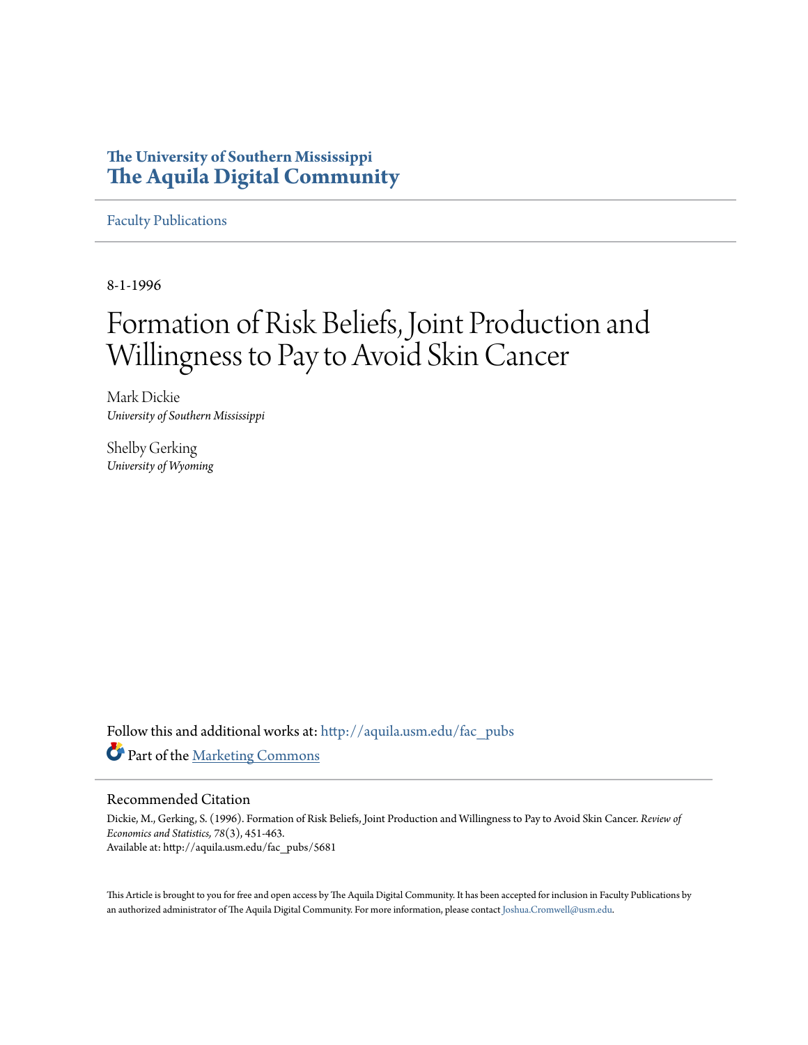# The University of Southern Mississippi
# The Aquila Digital Community

Faculty Publications

8-1-1996

# Formation of Risk Beliefs, Joint Production and Willingness to Pay to Avoid Skin Cancer

Mark Dickie
*University of Southern Mississippi*

Shelby Gerking
*University of Wyoming*

Follow this and additional works at: http://aquila.usm.edu/fac_pubs

Part of the Marketing Commons

## Recommended Citation

Dickie, M., Gerking, S. (1996). Formation of Risk Beliefs, Joint Production and Willingness to Pay to Avoid Skin Cancer. *Review of Economics and Statistics,* 78(3), 451-463.
Available at: http://aquila.usm.edu/fac_pubs/5681

This Article is brought to you for free and open access by The Aquila Digital Community. It has been accepted for inclusion in Faculty Publications by an authorized administrator of The Aquila Digital Community. For more information, please contact Joshua.Cromwell@usm.edu.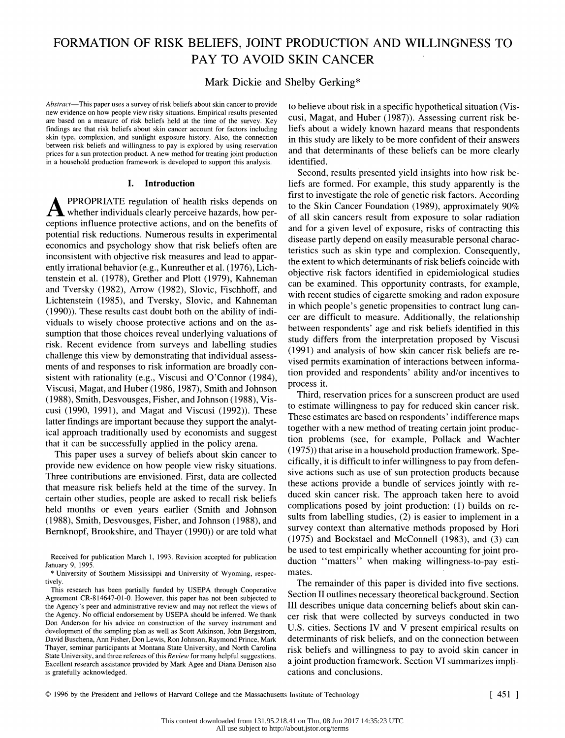# FORMATION OF RISK BELIEFS, JOINT PRODUCTION AND WILLINGNESS TO PAY TO AVOID SKIN CANCER

Mark Dickie and Shelby Gerking*

*Abstract*—This paper uses a survey of risk beliefs about skin cancer to provide new evidence on how people view risky situations. Empirical results presented are based on a measure of risk beliefs held at the time of the survey. Key findings are that risk beliefs about skin cancer account for factors including skin type, complexion, and sunlight exposure history. Also, the connection between risk beliefs and willingness to pay is explored by using reservation prices for a sun protection product. A new method for treating joint production in a household production framework is developed to support this analysis.

## I. Introduction

APPROPRIATE regulation of health risks depends on whether individuals clearly perceive hazards, how perceptions influence protective actions, and on the benefits of potential risk reductions. Numerous results in experimental economics and psychology show that risk beliefs often are inconsistent with objective risk measures and lead to apparently irrational behavior (e.g., Kunreuther et al. (1976), Lichtenstein et al. (1978), Grether and Plott (1979), Kahneman and Tversky (1982), Arrow (1982), Slovic, Fischhoff, and Lichtenstein (1985), and Tversky, Slovic, and Kahneman (1990)). These results cast doubt both on the ability of individuals to wisely choose protective actions and on the assumption that those choices reveal underlying valuations of risk. Recent evidence from surveys and labelling studies challenge this view by demonstrating that individual assessments of and responses to risk information are broadly consistent with rationality (e.g., Viscusi and O'Connor (1984), Viscusi, Magat, and Huber (1986, 1987), Smith and Johnson (1988), Smith, Desvousges, Fisher, and Johnson (1988), Viscusi (1990, 1991), and Magat and Viscusi (1992)). These latter findings are important because they support the analytical approach traditionally used by economists and suggest that it can be successfully applied in the policy arena.

This paper uses a survey of beliefs about skin cancer to provide new evidence on how people view risky situations. Three contributions are envisioned. First, data are collected that measure risk beliefs held at the time of the survey. In certain other studies, people are asked to recall risk beliefs held months or even years earlier (Smith and Johnson (1988), Smith, Desvousges, Fisher, and Johnson (1988), and Bernknopf, Brookshire, and Thayer (1990)) or are told what to believe about risk in a specific hypothetical situation (Viscusi, Magat, and Huber (1987)). Assessing current risk beliefs about a widely known hazard means that respondents in this study are likely to be more confident of their answers and that determinants of these beliefs can be more clearly identified.

Second, results presented yield insights into how risk beliefs are formed. For example, this study apparently is the first to investigate the role of genetic risk factors. According to the Skin Cancer Foundation (1989), approximately 90% of all skin cancers result from exposure to solar radiation and for a given level of exposure, risks of contracting this disease partly depend on easily measurable personal characteristics such as skin type and complexion. Consequently, the extent to which determinants of risk beliefs coincide with objective risk factors identified in epidemiological studies can be examined. This opportunity contrasts, for example, with recent studies of cigarette smoking and radon exposure in which people's genetic propensities to contract lung cancer are difficult to measure. Additionally, the relationship between respondents' age and risk beliefs identified in this study differs from the interpretation proposed by Viscusi (1991) and analysis of how skin cancer risk beliefs are revised permits examination of interactions between information provided and respondents' ability and/or incentives to process it.

Third, reservation prices for a sunscreen product are used to estimate willingness to pay for reduced skin cancer risk. These estimates are based on respondents' indifference maps together with a new method of treating certain joint production problems (see, for example, Pollack and Wachter (1975)) that arise in a household production framework. Specifically, it is difficult to infer willingness to pay from defensive actions such as use of sun protection products because these actions provide a bundle of services jointly with reduced skin cancer risk. The approach taken here to avoid complications posed by joint production: (1) builds on results from labelling studies, (2) is easier to implement in a survey context than alternative methods proposed by Hori (1975) and Bockstael and McConnell (1983), and (3) can be used to test empirically whether accounting for joint production "matters" when making willingness-to-pay estimates.

The remainder of this paper is divided into five sections. Section II outlines necessary theoretical background. Section III describes unique data concerning beliefs about skin cancer risk that were collected by surveys conducted in two U.S. cities. Sections IV and V present empirical results on determinants of risk beliefs, and on the connection between risk beliefs and willingness to pay to avoid skin cancer in a joint production framework. Section VI summarizes implications and conclusions.

Received for publication March 1, 1993. Revision accepted for publication January 9, 1995.

\* University of Southern Mississippi and University of Wyoming, respectively.

This research has been partially funded by USEPA through Cooperative Agreement CR-814647-01-0. However, this paper has not been subjected to the Agency's peer and administrative review and may not reflect the views of the Agency. No official endorsement by USEPA should be inferred. We thank Don Anderson for his advice on construction of the survey instrument and development of the sampling plan as well as Scott Atkinson, John Bergstrom, David Buschena, Ann Fisher, Don Lewis, Ron Johnson, Raymond Prince, Mark Thayer, seminar participants at Montana State University, and North Carolina State University, and three referees of this *Review* for many helpful suggestions. Excellent research assistance provided by Mark Agee and Diana Denison also is gratefully acknowledged.

© 1996 by the President and Fellows of Harvard College and the Massachusetts Institute of Technology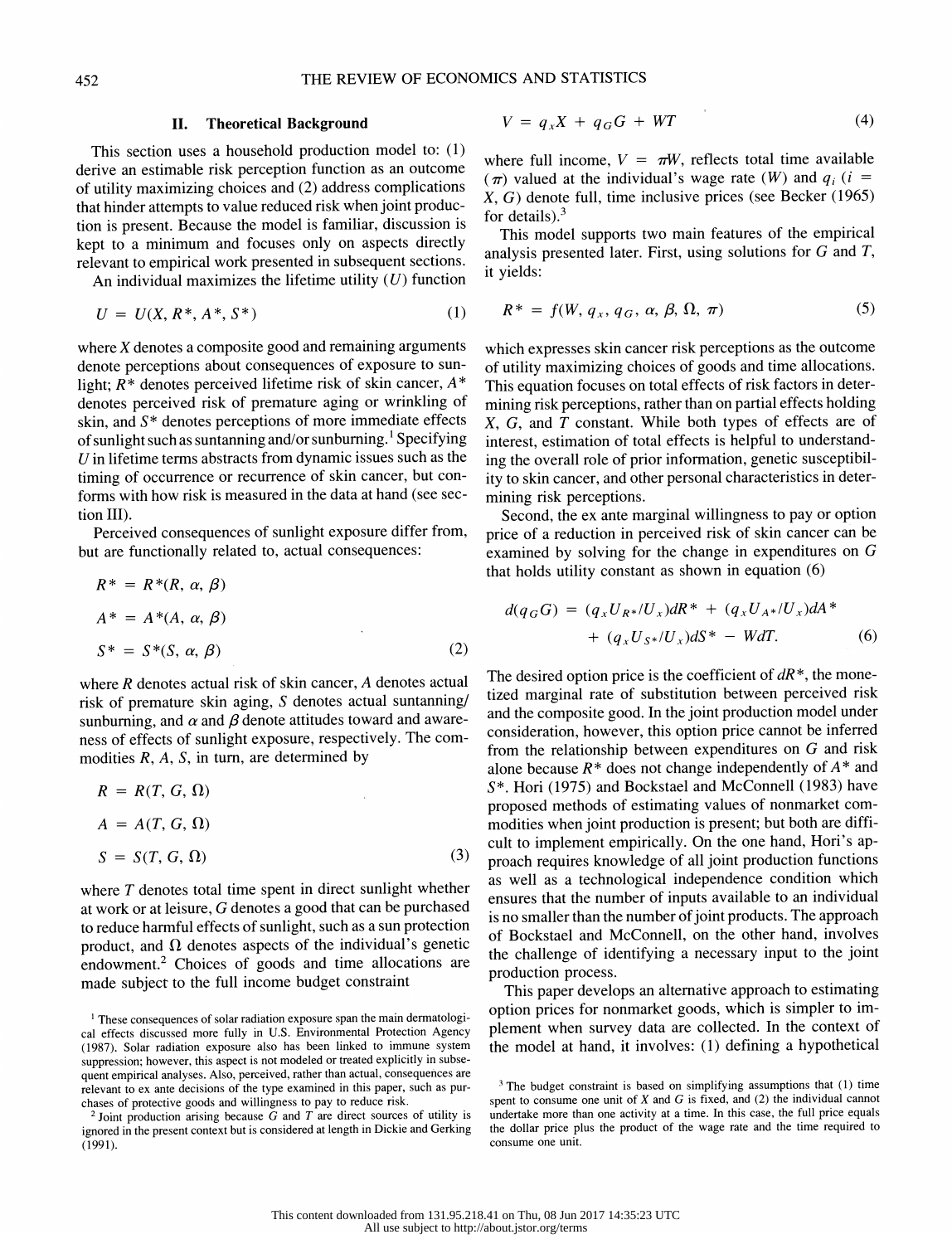## II. Theoretical Background

This section uses a household production model to: (1) derive an estimable risk perception function as an outcome of utility maximizing choices and (2) address complications that hinder attempts to value reduced risk when joint production is present. Because the model is familiar, discussion is kept to a minimum and focuses only on aspects directly relevant to empirical work presented in subsequent sections.

An individual maximizes the lifetime utility ($U$) function

$$U = U(X, R^*, A^*, S^*) \tag{1}$$

where $X$ denotes a composite good and remaining arguments denote perceptions about consequences of exposure to sunlight; $R^*$ denotes perceived lifetime risk of skin cancer, $A^*$ denotes perceived risk of premature aging or wrinkling of skin, and $S^*$ denotes perceptions of more immediate effects of sunlight such as suntanning and/or sunburning.[1] Specifying $U$ in lifetime terms abstracts from dynamic issues such as the timing of occurrence or recurrence of skin cancer, but conforms with how risk is measured in the data at hand (see section III).

Perceived consequences of sunlight exposure differ from, but are functionally related to, actual consequences:

$$\begin{aligned} R^* &= R^*(R, \alpha, \beta) \\ A^* &= A^*(A, \alpha, \beta) \\ S^* &= S^*(S, \alpha, \beta) \end{aligned} \tag{2}$$

where $R$ denotes actual risk of skin cancer, $A$ denotes actual risk of premature skin aging, $S$ denotes actual suntanning/sunburning, and $\alpha$ and $\beta$ denote attitudes toward and awareness of effects of sunlight exposure, respectively. The commodities $R$, $A$, $S$, in turn, are determined by

$$\begin{aligned} R &= R(T, G, \Omega) \\ A &= A(T, G, \Omega) \\ S &= S(T, G, \Omega) \end{aligned} \tag{3}$$

where $T$ denotes total time spent in direct sunlight whether at work or at leisure, $G$ denotes a good that can be purchased to reduce harmful effects of sunlight, such as a sun protection product, and $\Omega$ denotes aspects of the individual's genetic endowment.[2] Choices of goods and time allocations are made subject to the full income budget constraint

$$V = q_x X + q_G G + WT \tag{4}$$

where full income, $V = \pi W$, reflects total time available ($\pi$) valued at the individual's wage rate ($W$) and $q_i$ ($i = X, G$) denote full, time inclusive prices (see Becker (1965) for details).[3]

This model supports two main features of the empirical analysis presented later. First, using solutions for $G$ and $T$, it yields:

$$R^* = f(W, q_x, q_G, \alpha, \beta, \Omega, \pi) \tag{5}$$

which expresses skin cancer risk perceptions as the outcome of utility maximizing choices of goods and time allocations. This equation focuses on total effects of risk factors in determining risk perceptions, rather than on partial effects holding $X$, $G$, and $T$ constant. While both types of effects are of interest, estimation of total effects is helpful to understanding the overall role of prior information, genetic susceptibility to skin cancer, and other personal characteristics in determining risk perceptions.

Second, the ex ante marginal willingness to pay or option price of a reduction in perceived risk of skin cancer can be examined by solving for the change in expenditures on $G$ that holds utility constant as shown in equation (6)

$$d(q_G G) = (q_x U_{R^*}/U_x)dR^* + (q_x U_{A^*}/U_x)dA^* + (q_x U_{S^*}/U_x)dS^* - WdT. \tag{6}$$

The desired option price is the coefficient of $dR^*$, the monetized marginal rate of substitution between perceived risk and the composite good. In the joint production model under consideration, however, this option price cannot be inferred from the relationship between expenditures on $G$ and risk alone because $R^*$ does not change independently of $A^*$ and $S^*$. Hori (1975) and Bockstael and McConnell (1983) have proposed methods of estimating values of nonmarket commodities when joint production is present; but both are difficult to implement empirically. On the one hand, Hori's approach requires knowledge of all joint production functions as well as a technological independence condition which ensures that the number of inputs available to an individual is no smaller than the number of joint products. The approach of Bockstael and McConnell, on the other hand, involves the challenge of identifying a necessary input to the joint production process.

This paper develops an alternative approach to estimating option prices for nonmarket goods, which is simpler to implement when survey data are collected. In the context of the model at hand, it involves: (1) defining a hypothetical

---

[1] These consequences of solar radiation exposure span the main dermatological effects discussed more fully in U.S. Environmental Protection Agency (1987). Solar radiation exposure also has been linked to immune system suppression; however, this aspect is not modeled or treated explicitly in subsequent empirical analyses. Also, perceived, rather than actual, consequences are relevant to ex ante decisions of the type examined in this paper, such as purchases of protective goods and willingness to pay to reduce risk.

[2] Joint production arising because $G$ and $T$ are direct sources of utility is ignored in the present context but is considered at length in Dickie and Gerking (1991).

[3] The budget constraint is based on simplifying assumptions that (1) time spent to consume one unit of $X$ and $G$ is fixed, and (2) the individual cannot undertake more than one activity at a time. In this case, the full price equals the dollar price plus the product of the wage rate and the time required to consume one unit.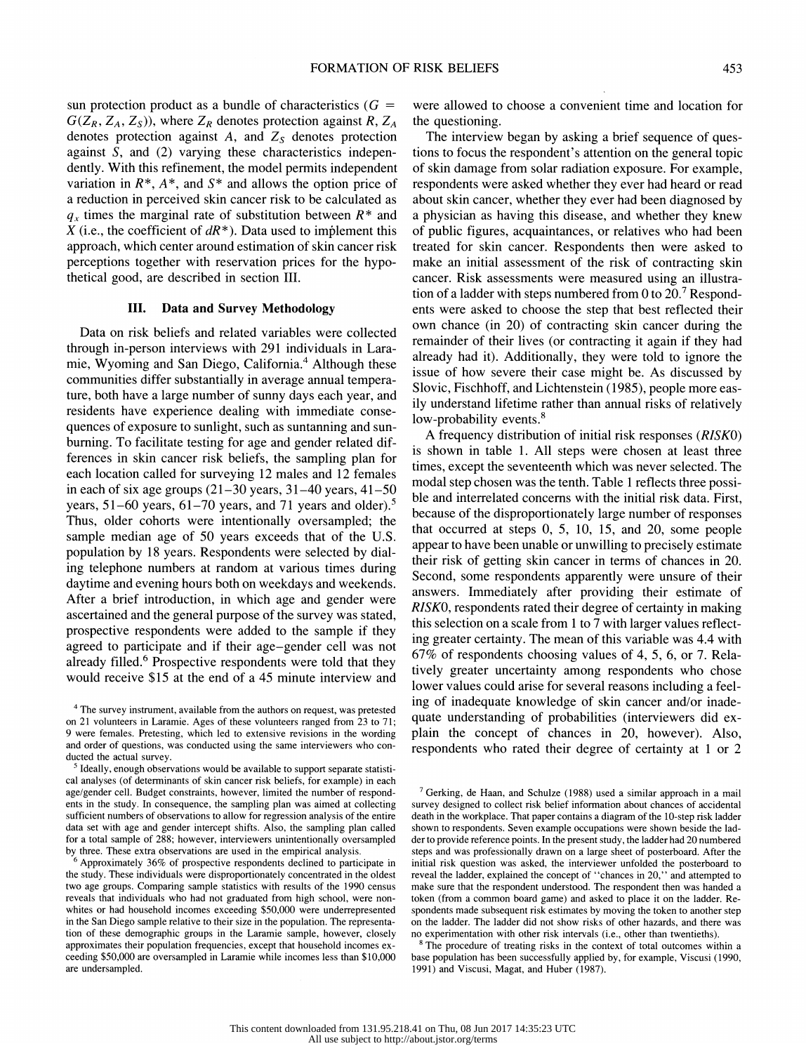sun protection product as a bundle of characteristics ($G = G(Z_R, Z_A, Z_S)$), where $Z_R$ denotes protection against $R$, $Z_A$ denotes protection against $A$, and $Z_S$ denotes protection against $S$, and (2) varying these characteristics independently. With this refinement, the model permits independent variation in $R^*$, $A^*$, and $S^*$ and allows the option price of a reduction in perceived skin cancer risk to be calculated as $q_x$ times the marginal rate of substitution between $R^*$ and $X$ (i.e., the coefficient of $dR^*$). Data used to implement this approach, which center around estimation of skin cancer risk perceptions together with reservation prices for the hypothetical good, are described in section III.

## III. Data and Survey Methodology

Data on risk beliefs and related variables were collected through in-person interviews with 291 individuals in Laramie, Wyoming and San Diego, California.[4] Although these communities differ substantially in average annual temperature, both have a large number of sunny days each year, and residents have experience dealing with immediate consequences of exposure to sunlight, such as suntanning and sunburning. To facilitate testing for age and gender related differences in skin cancer risk beliefs, the sampling plan for each location called for surveying 12 males and 12 females in each of six age groups (21–30 years, 31–40 years, 41–50 years, 51–60 years, 61–70 years, and 71 years and older).[5] Thus, older cohorts were intentionally oversampled; the sample median age of 50 years exceeds that of the U.S. population by 18 years. Respondents were selected by dialing telephone numbers at random at various times during daytime and evening hours both on weekdays and weekends. After a brief introduction, in which age and gender were ascertained and the general purpose of the survey was stated, prospective respondents were added to the sample if they agreed to participate and if their age–gender cell was not already filled.[6] Prospective respondents were told that they would receive $15 at the end of a 45 minute interview and were allowed to choose a convenient time and location for the questioning.

The interview began by asking a brief sequence of questions to focus the respondent's attention on the general topic of skin damage from solar radiation exposure. For example, respondents were asked whether they ever had heard or read about skin cancer, whether they ever had been diagnosed by a physician as having this disease, and whether they knew of public figures, acquaintances, or relatives who had been treated for skin cancer. Respondents then were asked to make an initial assessment of the risk of contracting skin cancer. Risk assessments were measured using an illustration of a ladder with steps numbered from 0 to 20.[7] Respondents were asked to choose the step that best reflected their own chance (in 20) of contracting skin cancer during the remainder of their lives (or contracting it again if they had already had it). Additionally, they were told to ignore the issue of how severe their case might be. As discussed by Slovic, Fischhoff, and Lichtenstein (1985), people more easily understand lifetime rather than annual risks of relatively low-probability events.[8]

A frequency distribution of initial risk responses (*RISK*0) is shown in table 1. All steps were chosen at least three times, except the seventeenth which was never selected. The modal step chosen was the tenth. Table 1 reflects three possible and interrelated concerns with the initial risk data. First, because of the disproportionately large number of responses that occurred at steps 0, 5, 10, 15, and 20, some people appear to have been unable or unwilling to precisely estimate their risk of getting skin cancer in terms of chances in 20. Second, some respondents apparently were unsure of their answers. Immediately after providing their estimate of *RISK*0, respondents rated their degree of certainty in making this selection on a scale from 1 to 7 with larger values reflecting greater certainty. The mean of this variable was 4.4 with 67% of respondents choosing values of 4, 5, 6, or 7. Relatively greater uncertainty among respondents who chose lower values could arise for several reasons including a feeling of inadequate knowledge of skin cancer and/or inadequate understanding of probabilities (interviewers did explain the concept of chances in 20, however). Also, respondents who rated their degree of certainty at 1 or 2

---

[4] The survey instrument, available from the authors on request, was pretested on 21 volunteers in Laramie. Ages of these volunteers ranged from 23 to 71; 9 were females. Pretesting, which led to extensive revisions in the wording and order of questions, was conducted using the same interviewers who conducted the actual survey.

[5] Ideally, enough observations would be available to support separate statistical analyses (of determinants of skin cancer risk beliefs, for example) in each age/gender cell. Budget constraints, however, limited the number of respondents in the study. In consequence, the sampling plan was aimed at collecting sufficient numbers of observations to allow for regression analysis of the entire data set with age and gender intercept shifts. Also, the sampling plan called for a total sample of 288; however, interviewers unintentionally oversampled by three. These extra observations are used in the empirical analysis.

[6] Approximately 36% of prospective respondents declined to participate in the study. These individuals were disproportionately concentrated in the oldest two age groups. Comparing sample statistics with results of the 1990 census reveals that individuals who had not graduated from high school, were nonwhites or had household incomes exceeding $50,000 were underrepresented in the San Diego sample relative to their size in the population. The representation of these demographic groups in the Laramie sample, however, closely approximates their population frequencies, except that household incomes exceeding $50,000 are oversampled in Laramie while incomes less than $10,000 are undersampled.

[7] Gerking, de Haan, and Schulze (1988) used a similar approach in a mail survey designed to collect risk belief information about chances of accidental death in the workplace. That paper contains a diagram of the 10-step risk ladder shown to respondents. Seven example occupations were shown beside the ladder to provide reference points. In the present study, the ladder had 20 numbered steps and was professionally drawn on a large sheet of posterboard. After the initial risk question was asked, the interviewer unfolded the posterboard to reveal the ladder, explained the concept of "chances in 20," and attempted to make sure that the respondent understood. The respondent then was handed a token (from a common board game) and asked to place it on the ladder. Respondents made subsequent risk estimates by moving the token to another step on the ladder. The ladder did not show risks of other hazards, and there was no experimentation with other risk intervals (i.e., other than twentieths).

[8] The procedure of treating risks in the context of total outcomes within a base population has been successfully applied by, for example, Viscusi (1990, 1991) and Viscusi, Magat, and Huber (1987).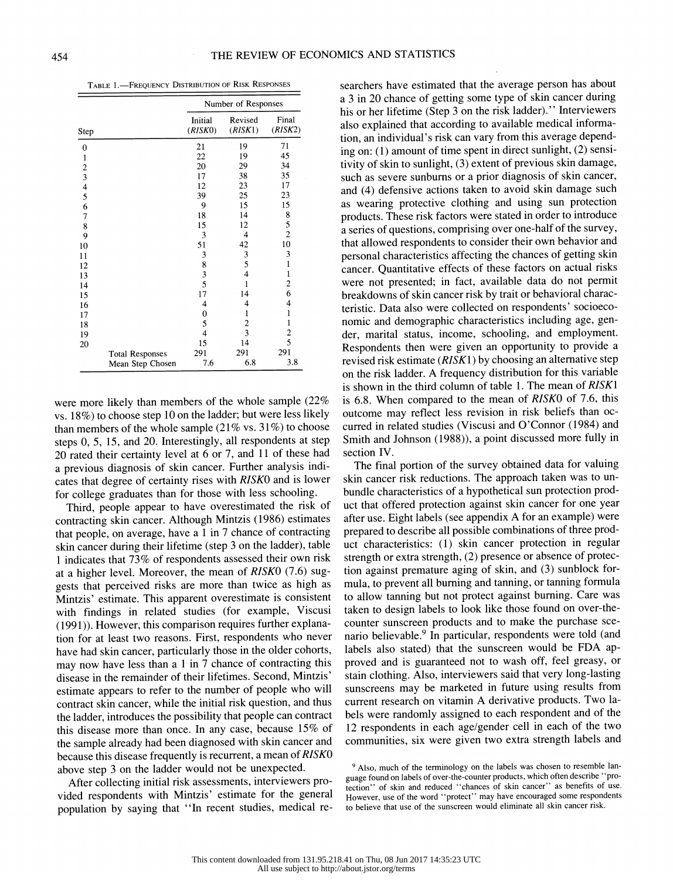Table 1.—Frequency Distribution of Risk Responses

| Step | Initial (*RISK*0) | Revised (*RISK*1) | Final (*RISK*2) |
|---|---|---|---|
| | Number of Responses | | |
| 0 | 21 | 19 | 71 |
| 1 | 22 | 19 | 45 |
| 2 | 20 | 29 | 34 |
| 3 | 17 | 38 | 35 |
| 4 | 12 | 23 | 17 |
| 5 | 39 | 25 | 23 |
| 6 | 9 | 15 | 15 |
| 7 | 18 | 14 | 8 |
| 8 | 15 | 12 | 5 |
| 9 | 3 | 4 | 2 |
| 10 | 51 | 42 | 10 |
| 11 | 3 | 3 | 3 |
| 12 | 8 | 5 | 1 |
| 13 | 3 | 4 | 1 |
| 14 | 5 | 1 | 2 |
| 15 | 17 | 14 | 6 |
| 16 | 4 | 4 | 4 |
| 17 | 0 | 1 | 1 |
| 18 | 5 | 2 | 1 |
| 19 | 4 | 3 | 2 |
| 20 | 15 | 14 | 5 |
| Total Responses | 291 | 291 | 291 |
| Mean Step Chosen | 7.6 | 6.8 | 3.8 |

were more likely than members of the whole sample (22% vs. 18%) to choose step 10 on the ladder; but were less likely than members of the whole sample (21% vs. 31%) to choose steps 0, 5, 15, and 20. Interestingly, all respondents at step 20 rated their certainty level at 6 or 7, and 11 of these had a previous diagnosis of skin cancer. Further analysis indicates that degree of certainty rises with *RISK*0 and is lower for college graduates than for those with less schooling.

Third, people appear to have overestimated the risk of contracting skin cancer. Although Mintzis (1986) estimates that people, on average, have a 1 in 7 chance of contracting skin cancer during their lifetime (step 3 on the ladder), table 1 indicates that 73% of respondents assessed their own risk at a higher level. Moreover, the mean of *RISK*0 (7.6) suggests that perceived risks are more than twice as high as Mintzis' estimate. This apparent overestimate is consistent with findings in related studies (for example, Viscusi (1991)). However, this comparison requires further explanation for at least two reasons. First, respondents who never have had skin cancer, particularly those in the older cohorts, may now have less than a 1 in 7 chance of contracting this disease in the remainder of their lifetimes. Second, Mintzis' estimate appears to refer to the number of people who will contract skin cancer, while the initial risk question, and thus the ladder, introduces the possibility that people can contract this disease more than once. In any case, because 15% of the sample already had been diagnosed with skin cancer and because this disease frequently is recurrent, a mean of *RISK*0 above step 3 on the ladder would not be unexpected.

After collecting initial risk assessments, interviewers provided respondents with Mintzis' estimate for the general population by saying that "In recent studies, medical researchers have estimated that the average person has about a 3 in 20 chance of getting some type of skin cancer during his or her lifetime (Step 3 on the risk ladder)." Interviewers also explained that according to available medical information, an individual's risk can vary from this average depending on: (1) amount of time spent in direct sunlight, (2) sensitivity of skin to sunlight, (3) extent of previous skin damage, such as severe sunburns or a prior diagnosis of skin cancer, and (4) defensive actions taken to avoid skin damage such as wearing protective clothing and using sun protection products. These risk factors were stated in order to introduce a series of questions, comprising over one-half of the survey, that allowed respondents to consider their own behavior and personal characteristics affecting the chances of getting skin cancer. Quantitative effects of these factors on actual risks were not presented; in fact, available data do not permit breakdowns of skin cancer risk by trait or behavioral characteristic. Data also were collected on respondents' socioeconomic and demographic characteristics including age, gender, marital status, income, schooling, and employment. Respondents then were given an opportunity to provide a revised risk estimate (*RISK*1) by choosing an alternative step on the risk ladder. A frequency distribution for this variable is shown in the third column of table 1. The mean of *RISK*1 is 6.8. When compared to the mean of *RISK*0 of 7.6, this outcome may reflect less revision in risk beliefs than occurred in related studies (Viscusi and O'Connor (1984) and Smith and Johnson (1988)), a point discussed more fully in section IV.

The final portion of the survey obtained data for valuing skin cancer risk reductions. The approach taken was to unbundle characteristics of a hypothetical sun protection product that offered protection against skin cancer for one year after use. Eight labels (see appendix A for an example) were prepared to describe all possible combinations of three product characteristics: (1) skin cancer protection in regular strength or extra strength, (2) presence or absence of protection against premature aging of skin, and (3) sunblock formula, to prevent all burning and tanning, or tanning formula to allow tanning but not protect against burning. Care was taken to design labels to look like those found on over-the-counter sunscreen products and to make the purchase scenario believable.[9] In particular, respondents were told (and labels also stated) that the sunscreen would be FDA approved and is guaranteed not to wash off, feel greasy, or stain clothing. Also, interviewers said that very long-lasting sunscreens may be marketed in future using results from current research on vitamin A derivative products. Two labels were randomly assigned to each respondent and of the 12 respondents in each age/gender cell in each of the two communities, six were given two extra strength labels and

[9] Also, much of the terminology on the labels was chosen to resemble language found on labels of over-the-counter products, which often describe "protection" of skin and reduced "chances of skin cancer" as benefits of use. However, use of the word "protect" may have encouraged some respondents to believe that use of the sunscreen would eliminate all skin cancer risk.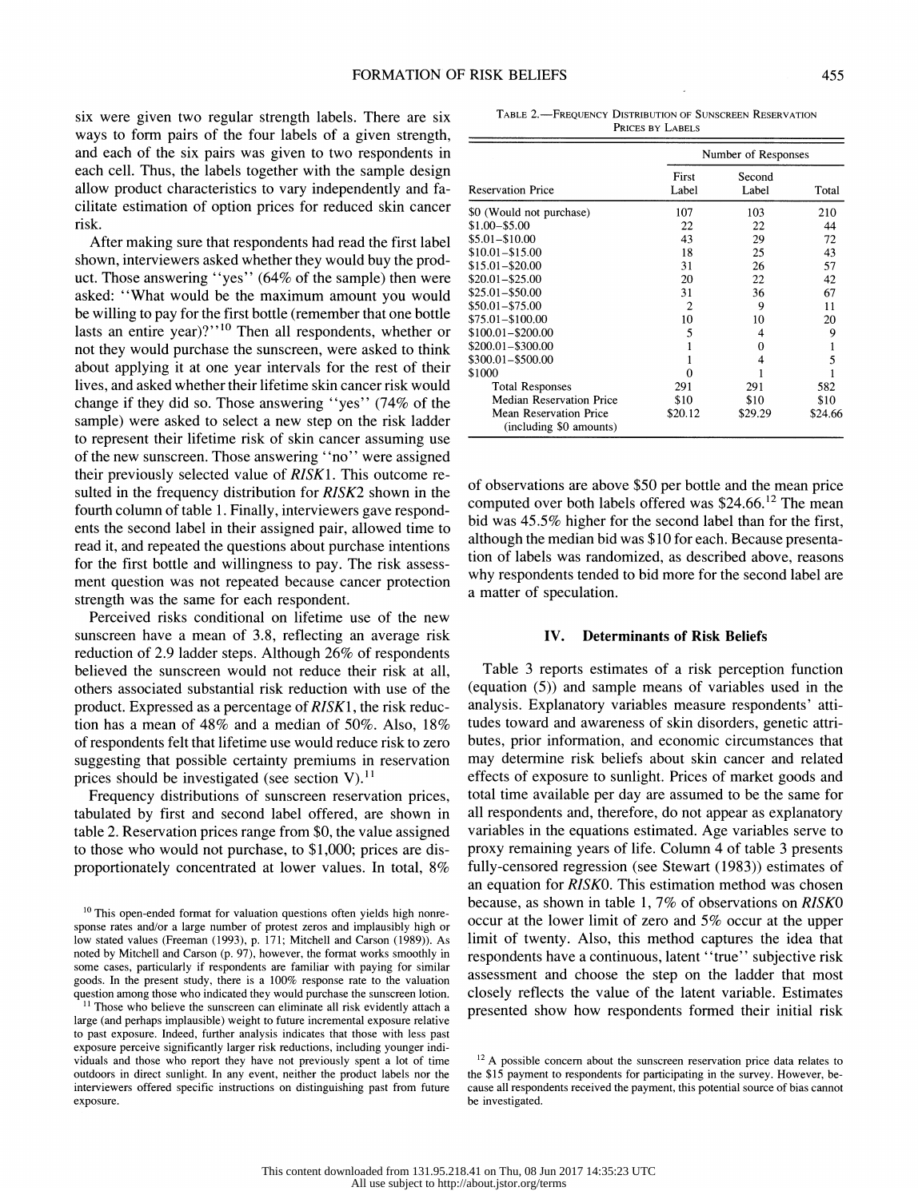six were given two regular strength labels. There are six ways to form pairs of the four labels of a given strength, and each of the six pairs was given to two respondents in each cell. Thus, the labels together with the sample design allow product characteristics to vary independently and facilitate estimation of option prices for reduced skin cancer risk.

After making sure that respondents had read the first label shown, interviewers asked whether they would buy the product. Those answering "yes" (64% of the sample) then were asked: "What would be the maximum amount you would be willing to pay for the first bottle (remember that one bottle lasts an entire year)?"[10] Then all respondents, whether or not they would purchase the sunscreen, were asked to think about applying it at one year intervals for the rest of their lives, and asked whether their lifetime skin cancer risk would change if they did so. Those answering "yes" (74% of the sample) were asked to select a new step on the risk ladder to represent their lifetime risk of skin cancer assuming use of the new sunscreen. Those answering "no" were assigned their previously selected value of *RISK*1. This outcome resulted in the frequency distribution for *RISK*2 shown in the fourth column of table 1. Finally, interviewers gave respondents the second label in their assigned pair, allowed time to read it, and repeated the questions about purchase intentions for the first bottle and willingness to pay. The risk assessment question was not repeated because cancer protection strength was the same for each respondent.

Perceived risks conditional on lifetime use of the new sunscreen have a mean of 3.8, reflecting an average risk reduction of 2.9 ladder steps. Although 26% of respondents believed the sunscreen would not reduce their risk at all, others associated substantial risk reduction with use of the product. Expressed as a percentage of *RISK*1, the risk reduction has a mean of 48% and a median of 50%. Also, 18% of respondents felt that lifetime use would reduce risk to zero suggesting that possible certainty premiums in reservation prices should be investigated (see section V).[11]

Frequency distributions of sunscreen reservation prices, tabulated by first and second label offered, are shown in table 2. Reservation prices range from $0, the value assigned to those who would not purchase, to $1,000; prices are disproportionately concentrated at lower values. In total, 8% of observations are above $50 per bottle and the mean price computed over both labels offered was $24.66.[12] The mean bid was 45.5% higher for the second label than for the first, although the median bid was $10 for each. Because presentation of labels was randomized, as described above, reasons why respondents tended to bid more for the second label are a matter of speculation.

Table 2.—Frequency Distribution of Sunscreen Reservation Prices by Labels

| Reservation Price | Number of Responses: First Label | Second Label | Total |
|---|---|---|---|
| $0 (Would not purchase) | 107 | 103 | 210 |
| $1.00–$5.00 | 22 | 22 | 44 |
| $5.01–$10.00 | 43 | 29 | 72 |
| $10.01–$15.00 | 18 | 25 | 43 |
| $15.01–$20.00 | 31 | 26 | 57 |
| $20.01–$25.00 | 20 | 22 | 42 |
| $25.01–$50.00 | 31 | 36 | 67 |
| $50.01–$75.00 | 2 | 9 | 11 |
| $75.01–$100.00 | 10 | 10 | 20 |
| $100.01–$200.00 | 5 | 4 | 9 |
| $200.01–$300.00 | 1 | 0 | 1 |
| $300.01–$500.00 | 1 | 4 | 5 |
| $1000 | 0 | 1 | 1 |
| Total Responses | 291 | 291 | 582 |
| Median Reservation Price | $10 | $10 | $10 |
| Mean Reservation Price (including $0 amounts) | $20.12 | $29.29 | $24.66 |

## IV. Determinants of Risk Beliefs

Table 3 reports estimates of a risk perception function (equation (5)) and sample means of variables used in the analysis. Explanatory variables measure respondents' attitudes toward and awareness of skin disorders, genetic attributes, prior information, and economic circumstances that may determine risk beliefs about skin cancer and related effects of exposure to sunlight. Prices of market goods and total time available per day are assumed to be the same for all respondents and, therefore, do not appear as explanatory variables in the equations estimated. Age variables serve to proxy remaining years of life. Column 4 of table 3 presents fully-censored regression (see Stewart (1983)) estimates of an equation for *RISK*0. This estimation method was chosen because, as shown in table 1, 7% of observations on *RISK*0 occur at the lower limit of zero and 5% occur at the upper limit of twenty. Also, this method captures the idea that respondents have a continuous, latent "true" subjective risk assessment and choose the step on the ladder that most closely reflects the value of the latent variable. Estimates presented show how respondents formed their initial risk

[10] This open-ended format for valuation questions often yields high nonresponse rates and/or a large number of protest zeros and implausibly high or low stated values (Freeman (1993), p. 171; Mitchell and Carson (1989)). As noted by Mitchell and Carson (p. 97), however, the format works smoothly in some cases, particularly if respondents are familiar with paying for similar goods. In the present study, there is a 100% response rate to the valuation question among those who indicated they would purchase the sunscreen lotion.

[11] Those who believe the sunscreen can eliminate all risk evidently attach a large (and perhaps implausible) weight to future incremental exposure relative to past exposure. Indeed, further analysis indicates that those with less past exposure perceive significantly larger risk reductions, including younger individuals and those who report they have not previously spent a lot of time outdoors in direct sunlight. In any event, neither the product labels nor the interviewers offered specific instructions on distinguishing past from future exposure.

[12] A possible concern about the sunscreen reservation price data relates to the $15 payment to respondents for participating in the survey. However, because all respondents received the payment, this potential source of bias cannot be investigated.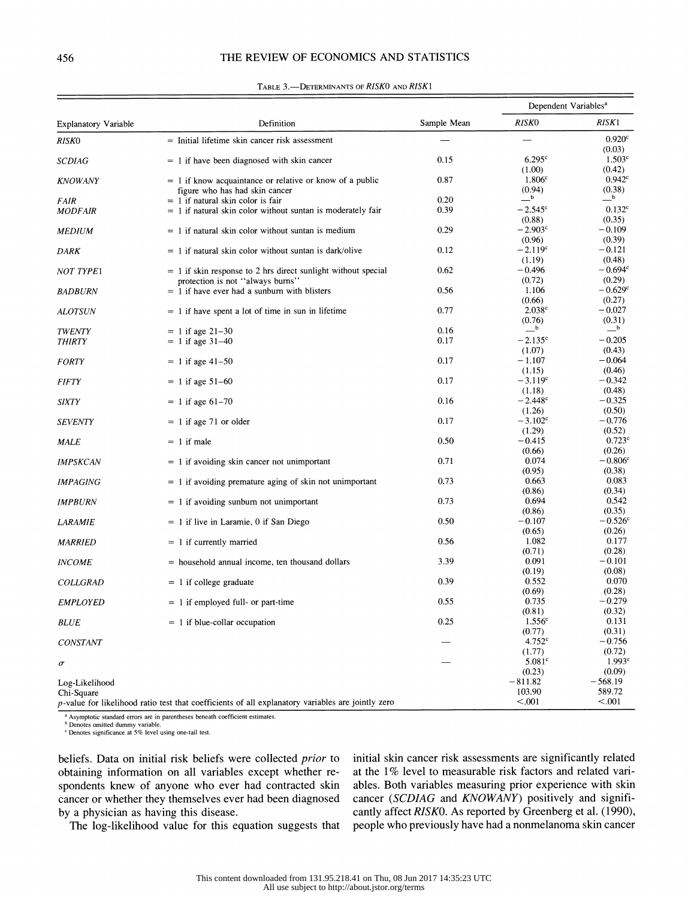TABLE 3.—DETERMINANTS OF *RISK*0 AND *RISK*1

| Explanatory Variable | Definition | Sample Mean | Dependent Variables[a] | |
|---|---|---|---|---|
| | | | *RISK*0 | *RISK*1 |
| *RISK*0 | = Initial lifetime skin cancer risk assessment | — | — | 0.920[c] (0.03) |
| *SCDIAG* | = 1 if have been diagnosed with skin cancer | 0.15 | 6.295[c] (1.00) | 1.503[c] (0.42) |
| *KNOWANY* | = 1 if know acquaintance or relative or know of a public figure who has had skin cancer | 0.87 | 1.806[c] (0.94) | 0.942[c] (0.38) |
| *FAIR* | = 1 if natural skin color is fair | 0.20 | —[b] | —[b] |
| *MODFAIR* | = 1 if natural skin color without suntan is moderately fair | 0.39 | −2.545[c] (0.88) | 0.132[c] (0.35) |
| *MEDIUM* | = 1 if natural skin color without suntan is medium | 0.29 | −2.903[c] (0.96) | −0.109 (0.39) |
| *DARK* | = 1 if natural skin color without suntan is dark/olive | 0.12 | −2.119[c] (1.19) | −0.121 (0.48) |
| *NOT TYPE*1 | = 1 if skin response to 2 hrs direct sunlight without special protection is not "always burns" | 0.62 | −0.496 (0.72) | −0.694[c] (0.29) |
| *BADBURN* | = 1 if have ever had a sunburn with blisters | 0.56 | 1.106 (0.66) | −0.629[c] (0.27) |
| *ALOTSUN* | = 1 if have spent a lot of time in sun in lifetime | 0.77 | 2.038[c] (0.76) | −0.027 (0.31) |
| *TWENTY* | = 1 if age 21–30 | 0.16 | —[b] | —[b] |
| *THIRTY* | = 1 if age 31–40 | 0.17 | −2.135[c] (1.07) | −0.205 (0.43) |
| *FORTY* | = 1 if age 41–50 | 0.17 | −1.107 (1.15) | −0.064 (0.46) |
| *FIFTY* | = 1 if age 51–60 | 0.17 | −3.119[c] (1.18) | −0.342 (0.48) |
| *SIXTY* | = 1 if age 61–70 | 0.16 | −2.448[c] (1.26) | −0.325 (0.50) |
| *SEVENTY* | = 1 if age 71 or older | 0.17 | −3.102[c] (1.29) | −0.776 (0.52) |
| *MALE* | = 1 if male | 0.50 | −0.415 (0.66) | 0.723[c] (0.26) |
| *IMPSKCAN* | = 1 if avoiding skin cancer not unimportant | 0.71 | 0.074 (0.95) | −0.806[c] (0.38) |
| *IMPAGING* | = 1 if avoiding premature aging of skin not unimportant | 0.73 | 0.663 (0.86) | 0.083 (0.34) |
| *IMPBURN* | = 1 if avoiding sunburn not unimportant | 0.73 | 0.694 (0.86) | 0.542 (0.35) |
| *LARAMIE* | = 1 if live in Laramie, 0 if San Diego | 0.50 | −0.107 (0.65) | −0.526[c] (0.26) |
| *MARRIED* | = 1 if currently married | 0.56 | 1.082 (0.71) | 0.177 (0.28) |
| *INCOME* | = household annual income, ten thousand dollars | 3.39 | 0.091 (0.19) | −0.101 (0.08) |
| *COLLGRAD* | = 1 if college graduate | 0.39 | 0.552 (0.69) | 0.070 (0.28) |
| *EMPLOYED* | = 1 if employed full- or part-time | 0.55 | 0.735 (0.81) | −0.279 (0.32) |
| *BLUE* | = 1 if blue-collar occupation | 0.25 | 1.556[c] (0.77) | 0.131 (0.31) |
| *CONSTANT* | | — | 4.752[c] (1.77) | −0.756 (0.72) |
| $\sigma$ | | — | 5.081[c] (0.23) | 1.993[c] (0.09) |
| Log-Likelihood | | | −811.82 | −568.19 |
| Chi-Square | | | 103.90 | 589.72 |
| $p$-value for likelihood ratio test that coefficients of all explanatory variables are jointly zero | | | <.001 | <.001 |

[a] Asymptotic standard errors are in parentheses beneath coefficient estimates.
[b] Denotes omitted dummy variable.
[c] Denotes significance at 5% level using one-tail test.

beliefs. Data on initial risk beliefs were collected *prior* to obtaining information on all variables except whether respondents knew of anyone who ever had contracted skin cancer or whether they themselves ever had been diagnosed by a physician as having this disease.

The log-likelihood value for this equation suggests that initial skin cancer risk assessments are significantly related at the 1% level to measurable risk factors and related variables. Both variables measuring prior experience with skin cancer (*SCDIAG* and *KNOWANY*) positively and significantly affect *RISK*0. As reported by Greenberg et al. (1990), people who previously have had a nonmelanoma skin cancer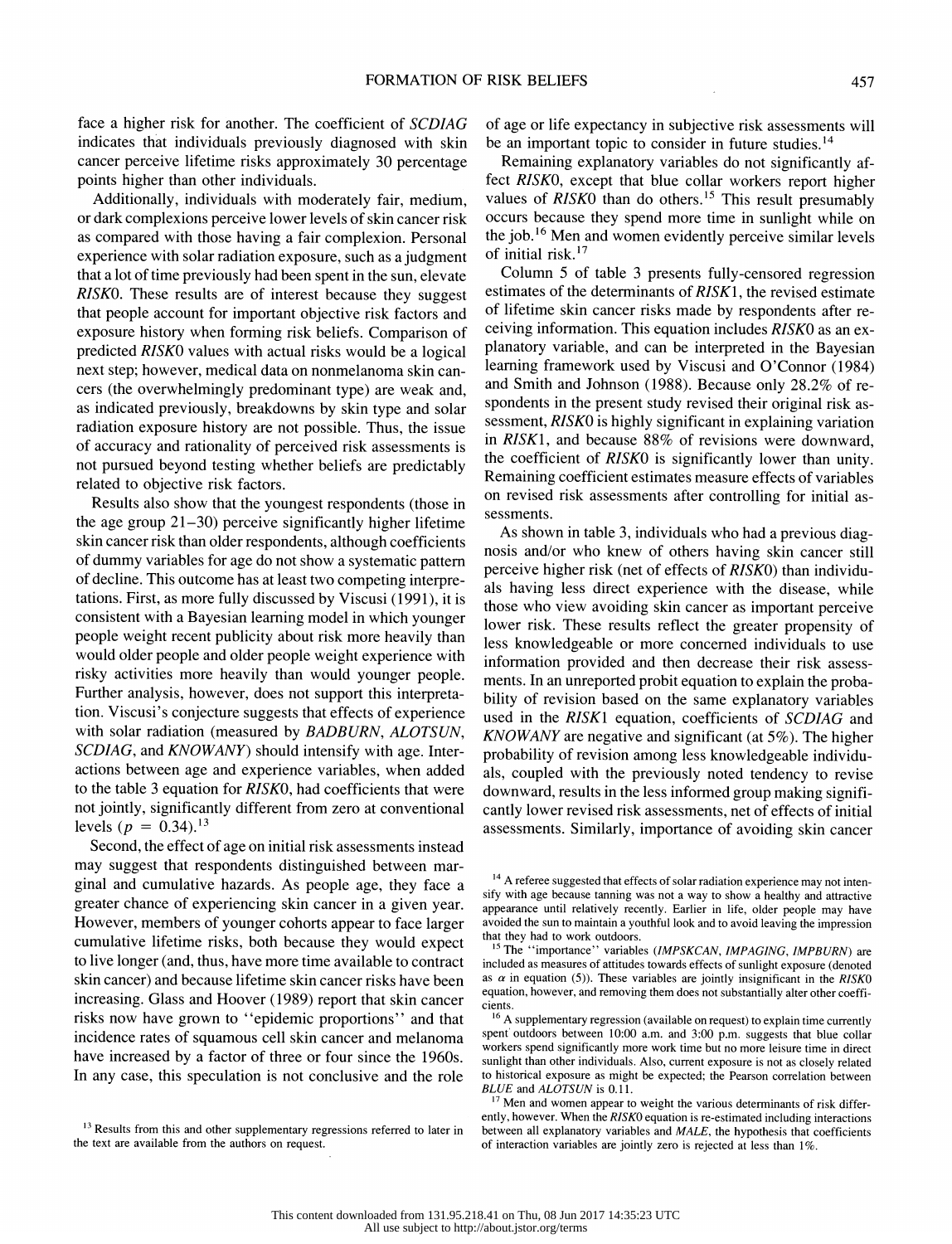face a higher risk for another. The coefficient of *SCDIAG* indicates that individuals previously diagnosed with skin cancer perceive lifetime risks approximately 30 percentage points higher than other individuals.

Additionally, individuals with moderately fair, medium, or dark complexions perceive lower levels of skin cancer risk as compared with those having a fair complexion. Personal experience with solar radiation exposure, such as a judgment that a lot of time previously had been spent in the sun, elevate *RISK*0. These results are of interest because they suggest that people account for important objective risk factors and exposure history when forming risk beliefs. Comparison of predicted *RISK*0 values with actual risks would be a logical next step; however, medical data on nonmelanoma skin cancers (the overwhelmingly predominant type) are weak and, as indicated previously, breakdowns by skin type and solar radiation exposure history are not possible. Thus, the issue of accuracy and rationality of perceived risk assessments is not pursued beyond testing whether beliefs are predictably related to objective risk factors.

Results also show that the youngest respondents (those in the age group 21–30) perceive significantly higher lifetime skin cancer risk than older respondents, although coefficients of dummy variables for age do not show a systematic pattern of decline. This outcome has at least two competing interpretations. First, as more fully discussed by Viscusi (1991), it is consistent with a Bayesian learning model in which younger people weight recent publicity about risk more heavily than would older people and older people weight experience with risky activities more heavily than would younger people. Further analysis, however, does not support this interpretation. Viscusi's conjecture suggests that effects of experience with solar radiation (measured by *BADBURN*, *ALOTSUN*, *SCDIAG*, and *KNOWANY*) should intensify with age. Interactions between age and experience variables, when added to the table 3 equation for *RISK*0, had coefficients that were not jointly, significantly different from zero at conventional levels ($p = 0.34$).[13]

Second, the effect of age on initial risk assessments instead may suggest that respondents distinguished between marginal and cumulative hazards. As people age, they face a greater chance of experiencing skin cancer in a given year. However, members of younger cohorts appear to face larger cumulative lifetime risks, both because they would expect to live longer (and, thus, have more time available to contract skin cancer) and because lifetime skin cancer risks have been increasing. Glass and Hoover (1989) report that skin cancer risks now have grown to "epidemic proportions" and that incidence rates of squamous cell skin cancer and melanoma have increased by a factor of three or four since the 1960s. In any case, this speculation is not conclusive and the role of age or life expectancy in subjective risk assessments will be an important topic to consider in future studies.[14]

Remaining explanatory variables do not significantly affect *RISK*0, except that blue collar workers report higher values of *RISK*0 than do others.[15] This result presumably occurs because they spend more time in sunlight while on the job.[16] Men and women evidently perceive similar levels of initial risk.[17]

Column 5 of table 3 presents fully-censored regression estimates of the determinants of *RISK*1, the revised estimate of lifetime skin cancer risks made by respondents after receiving information. This equation includes *RISK*0 as an explanatory variable, and can be interpreted in the Bayesian learning framework used by Viscusi and O'Connor (1984) and Smith and Johnson (1988). Because only 28.2% of respondents in the present study revised their original risk assessment, *RISK*0 is highly significant in explaining variation in *RISK*1, and because 88% of revisions were downward, the coefficient of *RISK*0 is significantly lower than unity. Remaining coefficient estimates measure effects of variables on revised risk assessments after controlling for initial assessments.

As shown in table 3, individuals who had a previous diagnosis and/or who knew of others having skin cancer still perceive higher risk (net of effects of *RISK*0) than individuals having less direct experience with the disease, while those who view avoiding skin cancer as important perceive lower risk. These results reflect the greater propensity of less knowledgeable or more concerned individuals to use information provided and then decrease their risk assessments. In an unreported probit equation to explain the probability of revision based on the same explanatory variables used in the *RISK*1 equation, coefficients of *SCDIAG* and *KNOWANY* are negative and significant (at 5%). The higher probability of revision among less knowledgeable individuals, coupled with the previously noted tendency to revise downward, results in the less informed group making significantly lower revised risk assessments, net of effects of initial assessments. Similarly, importance of avoiding skin cancer

---

[13] Results from this and other supplementary regressions referred to later in the text are available from the authors on request.

[14] A referee suggested that effects of solar radiation experience may not intensify with age because tanning was not a way to show a healthy and attractive appearance until relatively recently. Earlier in life, older people may have avoided the sun to maintain a youthful look and to avoid leaving the impression that they had to work outdoors.

[15] The "importance" variables (*IMPSKCAN*, *IMPAGING*, *IMPBURN*) are included as measures of attitudes towards effects of sunlight exposure (denoted as $\alpha$ in equation (5)). These variables are jointly insignificant in the *RISK*0 equation, however, and removing them does not substantially alter other coefficients.

[16] A supplementary regression (available on request) to explain time currently spent outdoors between 10:00 a.m. and 3:00 p.m. suggests that blue collar workers spend significantly more work time but no more leisure time in direct sunlight than other individuals. Also, current exposure is not as closely related to historical exposure as might be expected; the Pearson correlation between *BLUE* and *ALOTSUN* is 0.11.

[17] Men and women appear to weight the various determinants of risk differently, however. When the *RISK*0 equation is re-estimated including interactions between all explanatory variables and *MALE*, the hypothesis that coefficients of interaction variables are jointly zero is rejected at less than 1%.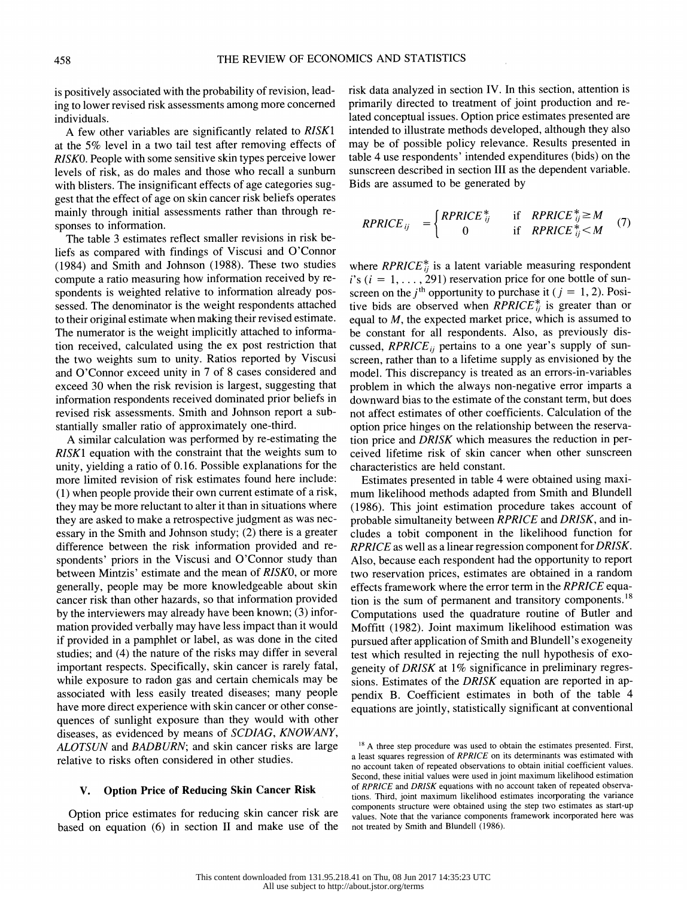is positively associated with the probability of revision, leading to lower revised risk assessments among more concerned individuals.

A few other variables are significantly related to *RISK*1 at the 5% level in a two tail test after removing effects of *RISK*0. People with some sensitive skin types perceive lower levels of risk, as do males and those who recall a sunburn with blisters. The insignificant effects of age categories suggest that the effect of age on skin cancer risk beliefs operates mainly through initial assessments rather than through responses to information.

The table 3 estimates reflect smaller revisions in risk beliefs as compared with findings of Viscusi and O'Connor (1984) and Smith and Johnson (1988). These two studies compute a ratio measuring how information received by respondents is weighted relative to information already possessed. The denominator is the weight respondents attached to their original estimate when making their revised estimate. The numerator is the weight implicitly attached to information received, calculated using the ex post restriction that the two weights sum to unity. Ratios reported by Viscusi and O'Connor exceed unity in 7 of 8 cases considered and exceed 30 when the risk revision is largest, suggesting that information respondents received dominated prior beliefs in revised risk assessments. Smith and Johnson report a substantially smaller ratio of approximately one-third.

A similar calculation was performed by re-estimating the *RISK*1 equation with the constraint that the weights sum to unity, yielding a ratio of 0.16. Possible explanations for the more limited revision of risk estimates found here include: (1) when people provide their own current estimate of a risk, they may be more reluctant to alter it than in situations where they are asked to make a retrospective judgment as was necessary in the Smith and Johnson study; (2) there is a greater difference between the risk information provided and respondents' priors in the Viscusi and O'Connor study than between Mintzis' estimate and the mean of *RISK*0, or more generally, people may be more knowledgeable about skin cancer risk than other hazards, so that information provided by the interviewers may already have been known; (3) information provided verbally may have less impact than it would if provided in a pamphlet or label, as was done in the cited studies; and (4) the nature of the risks may differ in several important respects. Specifically, skin cancer is rarely fatal, while exposure to radon gas and certain chemicals may be associated with less easily treated diseases; many people have more direct experience with skin cancer or other consequences of sunlight exposure than they would with other diseases, as evidenced by means of *SCDIAG*, *KNOWANY*, *ALOTSUN* and *BADBURN*; and skin cancer risks are large relative to risks often considered in other studies.

## V. Option Price of Reducing Skin Cancer Risk

Option price estimates for reducing skin cancer risk are based on equation (6) in section II and make use of the risk data analyzed in section IV. In this section, attention is primarily directed to treatment of joint production and related conceptual issues. Option price estimates presented are intended to illustrate methods developed, although they also may be of possible policy relevance. Results presented in table 4 use respondents' intended expenditures (bids) on the sunscreen described in section III as the dependent variable. Bids are assumed to be generated by

$$RPRICE_{ij} = \begin{cases} RPRICE^*_{ij} & \text{if } RPRICE^*_{ij} \geq M \\ 0 & \text{if } RPRICE^*_{ij} < M \end{cases} \tag{7}$$

where $RPRICE^*_{ij}$ is a latent variable measuring respondent $i$'s ($i = 1, \ldots, 291$) reservation price for one bottle of sunscreen on the $j^{\text{th}}$ opportunity to purchase it ($j = 1, 2$). Positive bids are observed when $RPRICE^*_{ij}$ is greater than or equal to $M$, the expected market price, which is assumed to be constant for all respondents. Also, as previously discussed, $RPRICE_{ij}$ pertains to a one year's supply of sunscreen, rather than to a lifetime supply as envisioned by the model. This discrepancy is treated as an errors-in-variables problem in which the always non-negative error imparts a downward bias to the estimate of the constant term, but does not affect estimates of other coefficients. Calculation of the option price hinges on the relationship between the reservation price and *DRISK* which measures the reduction in perceived lifetime risk of skin cancer when other sunscreen characteristics are held constant.

Estimates presented in table 4 were obtained using maximum likelihood methods adapted from Smith and Blundell (1986). This joint estimation procedure takes account of probable simultaneity between *RPRICE* and *DRISK*, and includes a tobit component in the likelihood function for *RPRICE* as well as a linear regression component for *DRISK*. Also, because each respondent had the opportunity to report two reservation prices, estimates are obtained in a random effects framework where the error term in the *RPRICE* equation is the sum of permanent and transitory components.[18] Computations used the quadrature routine of Butler and Moffitt (1982). Joint maximum likelihood estimation was pursued after application of Smith and Blundell's exogeneity test which resulted in rejecting the null hypothesis of exogeneity of *DRISK* at 1% significance in preliminary regressions. Estimates of the *DRISK* equation are reported in appendix B. Coefficient estimates in both of the table 4 equations are jointly, statistically significant at conventional

[18] A three step procedure was used to obtain the estimates presented. First, a least squares regression of *RPRICE* on its determinants was estimated with no account taken of repeated observations to obtain initial coefficient values. Second, these initial values were used in joint maximum likelihood estimation of *RPRICE* and *DRISK* equations with no account taken of repeated observations. Third, joint maximum likelihood estimates incorporating the variance components structure were obtained using the step two estimates as start-up values. Note that the variance components framework incorporated here was not treated by Smith and Blundell (1986).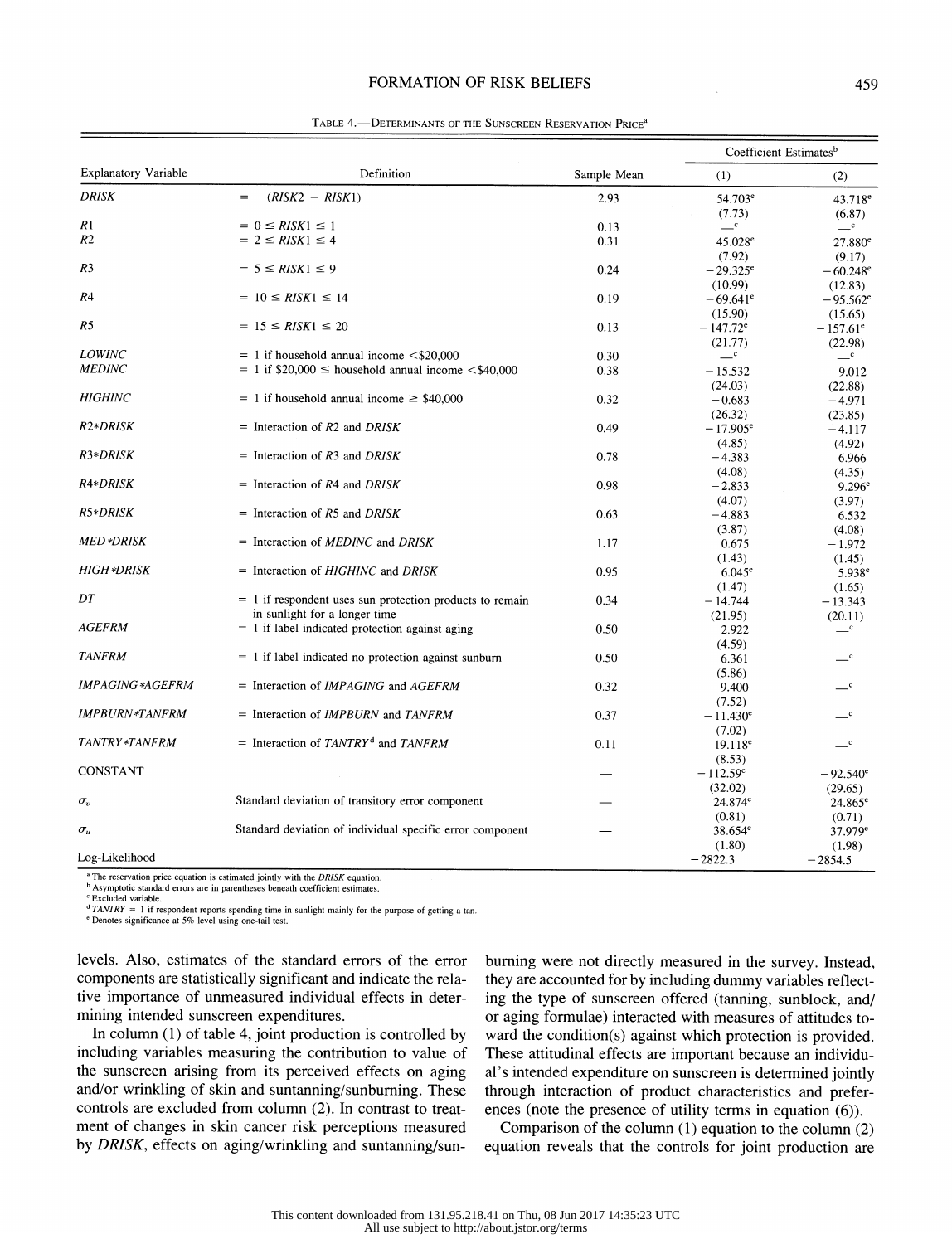TABLE 4.—DETERMINANTS OF THE SUNSCREEN RESERVATION PRICE[a]

| Explanatory Variable | Definition | Sample Mean | Coefficient Estimates[b] (1) | (2) |
|---|---|---|---|---|
| *DRISK* | = −(*RISK*2 − *RISK*1) | 2.93 | 54.703[e] (7.73) | 43.718[e] (6.87) |
| *R*1 | = 0 ≤ *RISK*1 ≤ 1 | 0.13 | —[c] | —[c] |
| *R*2 | = 2 ≤ *RISK*1 ≤ 4 | 0.31 | 45.028[e] (7.92) | 27.880[e] (9.17) |
| *R*3 | = 5 ≤ *RISK*1 ≤ 9 | 0.24 | −29.325[e] (10.99) | −60.248[e] (12.83) |
| *R*4 | = 10 ≤ *RISK*1 ≤ 14 | 0.19 | −69.641[e] (15.90) | −95.562[e] (15.65) |
| *R*5 | = 15 ≤ *RISK*1 ≤ 20 | 0.13 | −147.72[e] (21.77) | −157.61[e] (22.98) |
| *LOWINC* | = 1 if household annual income <$20,000 | 0.30 | —[c] | —[c] |
| *MEDINC* | = 1 if $20,000 ≤ household annual income <$40,000 | 0.38 | −15.532 (24.03) | −9.012 (22.88) |
| *HIGHINC* | = 1 if household annual income ≥ $40,000 | 0.32 | −0.683 (26.32) | −4.971 (23.85) |
| *R2*DRISK* | = Interaction of *R*2 and *DRISK* | 0.49 | −17.905[e] (4.85) | −4.117 (4.92) |
| *R3*DRISK* | = Interaction of *R*3 and *DRISK* | 0.78 | −4.383 (4.08) | 6.966 (4.35) |
| *R4*DRISK* | = Interaction of *R*4 and *DRISK* | 0.98 | −2.833 (4.07) | 9.296[e] (3.97) |
| *R5*DRISK* | = Interaction of *R*5 and *DRISK* | 0.63 | −4.883 (3.87) | 6.532 (4.08) |
| *MED*DRISK* | = Interaction of *MEDINC* and *DRISK* | 1.17 | 0.675 (1.43) | −1.972 (1.45) |
| *HIGH*DRISK* | = Interaction of *HIGHINC* and *DRISK* | 0.95 | 6.045[e] (1.47) | 5.938[e] (1.65) |
| *DT* | = 1 if respondent uses sun protection products to remain in sunlight for a longer time | 0.34 | −14.744 (21.95) | −13.343 (20.11) |
| *AGEFRM* | = 1 if label indicated protection against aging | 0.50 | 2.922 (4.59) | —[c] |
| *TANFRM* | = 1 if label indicated no protection against sunburn | 0.50 | 6.361 (5.86) | —[c] |
| *IMPAGING*AGEFRM* | = Interaction of *IMPAGING* and *AGEFRM* | 0.32 | 9.400 (7.52) | —[c] |
| *IMPBURN*TANFRM* | = Interaction of *IMPBURN* and *TANFRM* | 0.37 | −11.430[e] (7.02) | —[c] |
| *TANTRY*TANFRM* | = Interaction of *TANTRY*[d] and *TANFRM* | 0.11 | 19.118[e] (8.53) | —[c] |
| CONSTANT | | — | −112.59[e] (32.02) | −92.540[e] (29.65) |
| $\sigma_v$ | Standard deviation of transitory error component | — | 24.874[e] (0.81) | 24.865[e] (0.71) |
| $\sigma_u$ | Standard deviation of individual specific error component | — | 38.654[e] (1.80) | 37.979[e] (1.98) |
| Log-Likelihood | | | −2822.3 | −2854.5 |

[a] The reservation price equation is estimated jointly with the *DRISK* equation.
[b] Asymptotic standard errors are in parentheses beneath coefficient estimates.
[c] Excluded variable.
[d] *TANTRY* = 1 if respondent reports spending time in sunlight mainly for the purpose of getting a tan.
[e] Denotes significance at 5% level using one-tail test.

levels. Also, estimates of the standard errors of the error components are statistically significant and indicate the relative importance of unmeasured individual effects in determining intended sunscreen expenditures.

In column (1) of table 4, joint production is controlled by including variables measuring the contribution to value of the sunscreen arising from its perceived effects on aging and/or wrinkling of skin and suntanning/sunburning. These controls are excluded from column (2). In contrast to treatment of changes in skin cancer risk perceptions measured by *DRISK*, effects on aging/wrinkling and suntanning/sunburning were not directly measured in the survey. Instead, they are accounted for by including dummy variables reflecting the type of sunscreen offered (tanning, sunblock, and/or aging formulae) interacted with measures of attitudes toward the condition(s) against which protection is provided. These attitudinal effects are important because an individual's intended expenditure on sunscreen is determined jointly through interaction of product characteristics and preferences (note the presence of utility terms in equation (6)).

Comparison of the column (1) equation to the column (2) equation reveals that the controls for joint production are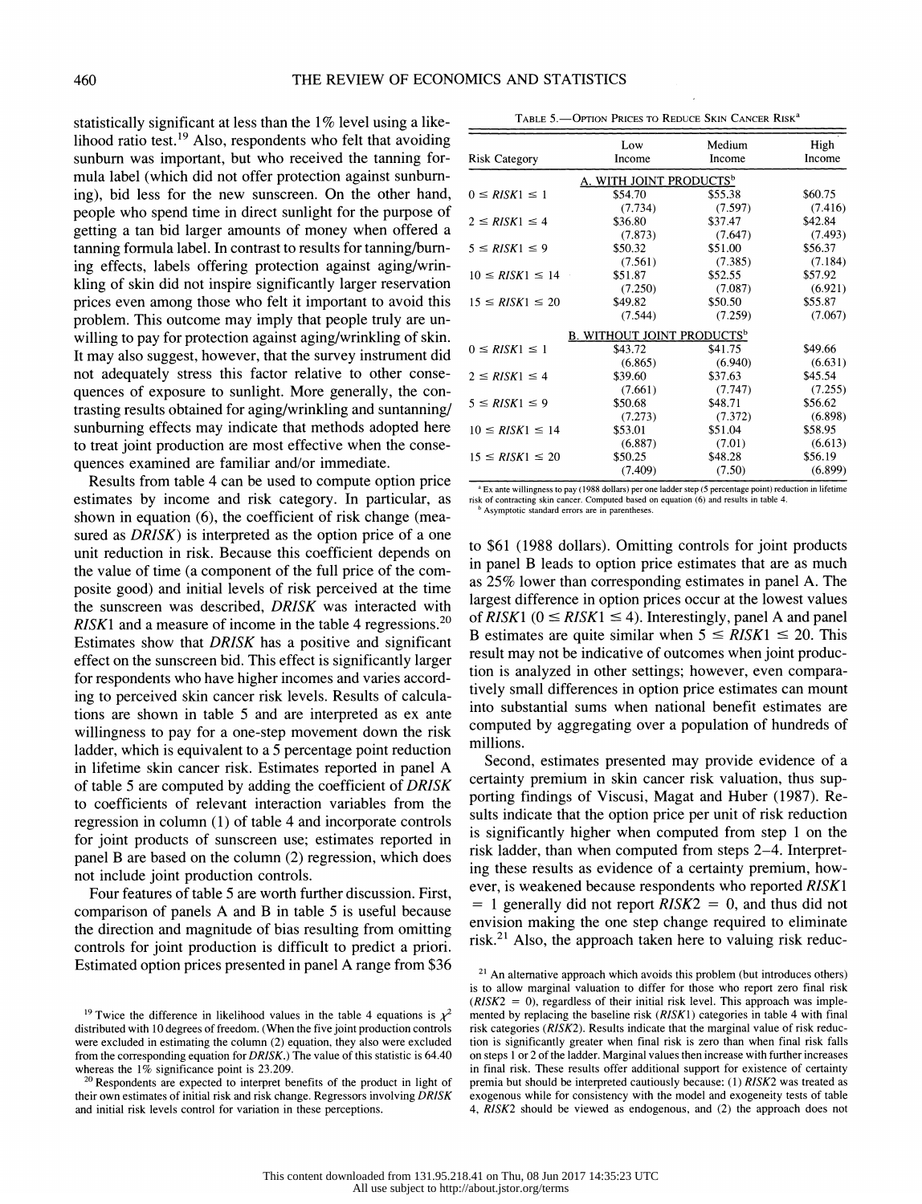statistically significant at less than the 1% level using a likelihood ratio test.[19] Also, respondents who felt that avoiding sunburn was important, but who received the tanning formula label (which did not offer protection against sunburning), bid less for the new sunscreen. On the other hand, people who spend time in direct sunlight for the purpose of getting a tan bid larger amounts of money when offered a tanning formula label. In contrast to results for tanning/burning effects, labels offering protection against aging/wrinkling of skin did not inspire significantly larger reservation prices even among those who felt it important to avoid this problem. This outcome may imply that people truly are unwilling to pay for protection against aging/wrinkling of skin. It may also suggest, however, that the survey instrument did not adequately stress this factor relative to other consequences of exposure to sunlight. More generally, the contrasting results obtained for aging/wrinkling and suntanning/sunburning effects may indicate that methods adopted here to treat joint production are most effective when the consequences examined are familiar and/or immediate.

Results from table 4 can be used to compute option price estimates by income and risk category. In particular, as shown in equation (6), the coefficient of risk change (measured as *DRISK*) is interpreted as the option price of a one unit reduction in risk. Because this coefficient depends on the value of time (a component of the full price of the composite good) and initial levels of risk perceived at the time the sunscreen was described, *DRISK* was interacted with *RISK*1 and a measure of income in the table 4 regressions.[20] Estimates show that *DRISK* has a positive and significant effect on the sunscreen bid. This effect is significantly larger for respondents who have higher incomes and varies according to perceived skin cancer risk levels. Results of calculations are shown in table 5 and are interpreted as ex ante willingness to pay for a one-step movement down the risk ladder, which is equivalent to a 5 percentage point reduction in lifetime skin cancer risk. Estimates reported in panel A of table 5 are computed by adding the coefficient of *DRISK* to coefficients of relevant interaction variables from the regression in column (1) of table 4 and incorporate controls for joint products of sunscreen use; estimates reported in panel B are based on the column (2) regression, which does not include joint production controls.

Four features of table 5 are worth further discussion. First, comparison of panels A and B in table 5 is useful because the direction and magnitude of bias resulting from omitting controls for joint production is difficult to predict a priori. Estimated option prices presented in panel A range from $36 to $61 (1988 dollars). Omitting controls for joint products in panel B leads to option price estimates that are as much as 25% lower than corresponding estimates in panel A. The largest difference in option prices occur at the lowest values of *RISK*1 ($0 \leq RISK1 \leq 4$). Interestingly, panel A and panel B estimates are quite similar when $5 \leq RISK1 \leq 20$. This result may not be indicative of outcomes when joint production is analyzed in other settings; however, even comparatively small differences in option price estimates can mount into substantial sums when national benefit estimates are computed by aggregating over a population of hundreds of millions.

Second, estimates presented may provide evidence of a certainty premium in skin cancer risk valuation, thus supporting findings of Viscusi, Magat and Huber (1987). Results indicate that the option price per unit of risk reduction is significantly higher when computed from step 1 on the risk ladder, than when computed from steps 2–4. Interpreting these results as evidence of a certainty premium, however, is weakened because respondents who reported *RISK*1 = 1 generally did not report *RISK*2 = 0, and thus did not envision making the one step change required to eliminate risk.[21] Also, the approach taken here to valuing risk reduc-

TABLE 5.—OPTION PRICES TO REDUCE SKIN CANCER RISK[a]

| Risk Category | Low Income | Medium Income | High Income |
|---|---|---|---|
| A. WITH JOINT PRODUCTS[b] | | | |
| $0 \leq RISK1 \leq 1$ | $54.70 | $55.38 | $60.75 |
| | (7.734) | (7.597) | (7.416) |
| $2 \leq RISK1 \leq 4$ | $36.80 | $37.47 | $42.84 |
| | (7.873) | (7.647) | (7.493) |
| $5 \leq RISK1 \leq 9$ | $50.32 | $51.00 | $56.37 |
| | (7.561) | (7.385) | (7.184) |
| $10 \leq RISK1 \leq 14$ | $51.87 | $52.55 | $57.92 |
| | (7.250) | (7.087) | (6.921) |
| $15 \leq RISK1 \leq 20$ | $49.82 | $50.50 | $55.87 |
| | (7.544) | (7.259) | (7.067) |
| B. WITHOUT JOINT PRODUCTS[b] | | | |
| $0 \leq RISK1 \leq 1$ | $43.72 | $41.75 | $49.66 |
| | (6.865) | (6.940) | (6.631) |
| $2 \leq RISK1 \leq 4$ | $39.60 | $37.63 | $45.54 |
| | (7.661) | (7.747) | (7.255) |
| $5 \leq RISK1 \leq 9$ | $50.68 | $48.71 | $56.62 |
| | (7.273) | (7.372) | (6.898) |
| $10 \leq RISK1 \leq 14$ | $53.01 | $51.04 | $58.95 |
| | (6.887) | (7.01) | (6.613) |
| $15 \leq RISK1 \leq 20$ | $50.25 | $48.28 | $56.19 |
| | (7.409) | (7.50) | (6.899) |

[a] Ex ante willingness to pay (1988 dollars) per one ladder step (5 percentage point) reduction in lifetime risk of contracting skin cancer. Computed based on equation (6) and results in table 4.
[b] Asymptotic standard errors are in parentheses.

[19] Twice the difference in likelihood values in the table 4 equations is $\chi^2$ distributed with 10 degrees of freedom. (When the five joint production controls were excluded in estimating the column (2) equation, they also were excluded from the corresponding equation for *DRISK*.) The value of this statistic is 64.40 whereas the 1% significance point is 23.209.

[20] Respondents are expected to interpret benefits of the product in light of their own estimates of initial risk and risk change. Regressors involving *DRISK* and initial risk levels control for variation in these perceptions.

[21] An alternative approach which avoids this problem (but introduces others) is to allow marginal valuation to differ for those who report zero final risk (*RISK*2 = 0), regardless of their initial risk level. This approach was implemented by replacing the baseline risk (*RISK*1) categories in table 4 with final risk categories (*RISK*2). Results indicate that the marginal value of risk reduction is significantly greater when final risk is zero than when final risk falls on steps 1 or 2 of the ladder. Marginal values then increase with further increases in final risk. These results offer additional support for existence of certainty premia but should be interpreted cautiously because: (1) *RISK*2 was treated as exogenous while for consistency with the model and exogeneity tests of table 4, *RISK*2 should be viewed as endogenous, and (2) the approach does not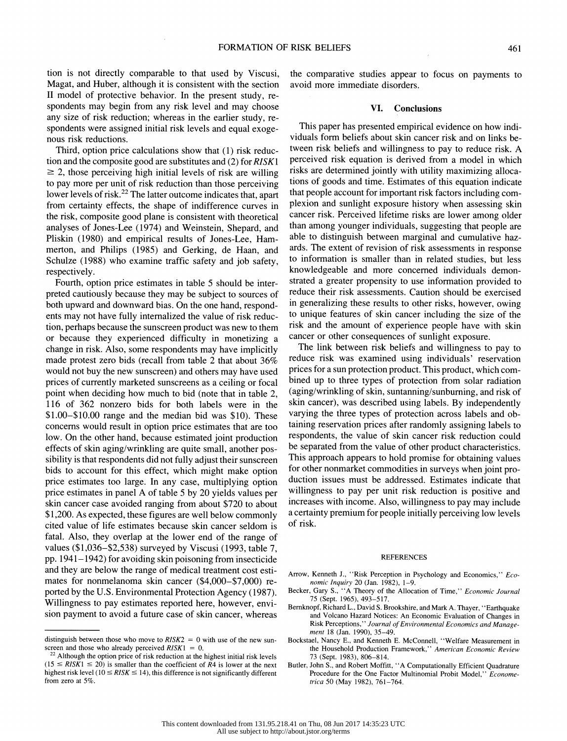tion is not directly comparable to that used by Viscusi, Magat, and Huber, although it is consistent with the section II model of protective behavior. In the present study, respondents may begin from any risk level and may choose any size of risk reduction; whereas in the earlier study, respondents were assigned initial risk levels and equal exogenous risk reductions.

Third, option price calculations show that (1) risk reduction and the composite good are substitutes and (2) for *RISK*1 $\geq 2$, those perceiving high initial levels of risk are willing to pay more per unit of risk reduction than those perceiving lower levels of risk.[22] The latter outcome indicates that, apart from certainty effects, the shape of indifference curves in the risk, composite good plane is consistent with theoretical analyses of Jones-Lee (1974) and Weinstein, Shepard, and Pliskin (1980) and empirical results of Jones-Lee, Hammerton, and Philips (1985) and Gerking, de Haan, and Schulze (1988) who examine traffic safety and job safety, respectively.

Fourth, option price estimates in table 5 should be interpreted cautiously because they may be subject to sources of both upward and downward bias. On the one hand, respondents may not have fully internalized the value of risk reduction, perhaps because the sunscreen product was new to them or because they experienced difficulty in monetizing a change in risk. Also, some respondents may have implicitly made protest zero bids (recall from table 2 that about 36% would not buy the new sunscreen) and others may have used prices of currently marketed sunscreens as a ceiling or focal point when deciding how much to bid (note that in table 2, 116 of 362 nonzero bids for both labels were in the \$1.00–\$10.00 range and the median bid was \$10). These concerns would result in option price estimates that are too low. On the other hand, because estimated joint production effects of skin aging/wrinkling are quite small, another possibility is that respondents did not fully adjust their sunscreen bids to account for this effect, which might make option price estimates too large. In any case, multiplying option price estimates in panel A of table 5 by 20 yields values per skin cancer case avoided ranging from about \$720 to about \$1,200. As expected, these figures are well below commonly cited value of life estimates because skin cancer seldom is fatal. Also, they overlap at the lower end of the range of values (\$1,036–\$2,538) surveyed by Viscusi (1993, table 7, pp. 1941–1942) for avoiding skin poisoning from insecticide and they are below the range of medical treatment cost estimates for nonmelanoma skin cancer (\$4,000–\$7,000) reported by the U.S. Environmental Protection Agency (1987). Willingness to pay estimates reported here, however, envision payment to avoid a future case of skin cancer, whereas the comparative studies appear to focus on payments to avoid more immediate disorders.

## VI. Conclusions

This paper has presented empirical evidence on how individuals form beliefs about skin cancer risk and on links between risk beliefs and willingness to pay to reduce risk. A perceived risk equation is derived from a model in which risks are determined jointly with utility maximizing allocations of goods and time. Estimates of this equation indicate that people account for important risk factors including complexion and sunlight exposure history when assessing skin cancer risk. Perceived lifetime risks are lower among older than among younger individuals, suggesting that people are able to distinguish between marginal and cumulative hazards. The extent of revision of risk assessments in response to information is smaller than in related studies, but less knowledgeable and more concerned individuals demonstrated a greater propensity to use information provided to reduce their risk assessments. Caution should be exercised in generalizing these results to other risks, however, owing to unique features of skin cancer including the size of the risk and the amount of experience people have with skin cancer or other consequences of sunlight exposure.

The link between risk beliefs and willingness to pay to reduce risk was examined using individuals' reservation prices for a sun protection product. This product, which combined up to three types of protection from solar radiation (aging/wrinkling of skin, suntanning/sunburning, and risk of skin cancer), was described using labels. By independently varying the three types of protection across labels and obtaining reservation prices after randomly assigning labels to respondents, the value of skin cancer risk reduction could be separated from the value of other product characteristics. This approach appears to hold promise for obtaining values for other nonmarket commodities in surveys when joint production issues must be addressed. Estimates indicate that willingness to pay per unit risk reduction is positive and increases with income. Also, willingness to pay may include a certainty premium for people initially perceiving low levels of risk.

---

distinguish between those who move to *RISK*2 = 0 with use of the new sunscreen and those who already perceived *RISK*1 = 0.

[22] Although the option price of risk reduction at the highest initial risk levels ($15 \leq RISK1 \leq 20$) is smaller than the coefficient of *R*4 is lower at the next highest risk level ($10 \leq RISK \leq 14$), this difference is not significantly different from zero at 5%.

### REFERENCES

Arrow, Kenneth J., "Risk Perception in Psychology and Economics," *Economic Inquiry* 20 (Jan. 1982), 1–9.

Becker, Gary S., "A Theory of the Allocation of Time," *Economic Journal* 75 (Sept. 1965), 493–517.

Bernknopf, Richard L., David S. Brookshire, and Mark A. Thayer, "Earthquake and Volcano Hazard Notices: An Economic Evaluation of Changes in Risk Perceptions," *Journal of Environmental Economics and Management* 18 (Jan. 1990), 35–49.

Bockstael, Nancy E., and Kenneth E. McConnell, "Welfare Measurement in the Household Production Framework," *American Economic Review* 73 (Sept. 1983), 806–814.

Butler, John S., and Robert Moffitt, "A Computationally Efficient Quadrature Procedure for the One Factor Multinomial Probit Model," *Econometrica* 50 (May 1982), 761–764.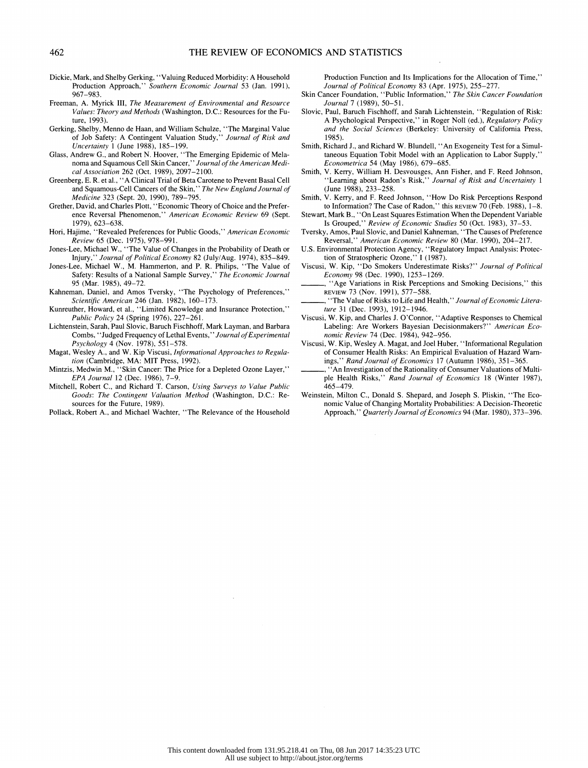Dickie, Mark, and Shelby Gerking, "Valuing Reduced Morbidity: A Household Production Approach," *Southern Economic Journal* 53 (Jan. 1991), 967–983.

Freeman, A. Myrick III, *The Measurement of Environmental and Resource Values: Theory and Methods* (Washington, D.C.: Resources for the Future, 1993).

Gerking, Shelby, Menno de Haan, and William Schulze, "The Marginal Value of Job Safety: A Contingent Valuation Study," *Journal of Risk and Uncertainty* 1 (June 1988), 185–199.

Glass, Andrew G., and Robert N. Hoover, "The Emerging Epidemic of Melanoma and Squamous Cell Skin Cancer," *Journal of the American Medical Association* 262 (Oct. 1989), 2097–2100.

Greenberg, E. R. et al., "A Clinical Trial of Beta Carotene to Prevent Basal Cell and Squamous-Cell Cancers of the Skin," *The New England Journal of Medicine* 323 (Sept. 20, 1990), 789–795.

Grether, David, and Charles Plott, "Economic Theory of Choice and the Preference Reversal Phenomenon," *American Economic Review* 69 (Sept. 1979), 623–638.

Hori, Hajime, "Revealed Preferences for Public Goods," *American Economic Review* 65 (Dec. 1975), 978–991.

Jones-Lee, Michael W., "The Value of Changes in the Probability of Death or Injury," *Journal of Political Economy* 82 (July/Aug. 1974), 835–849.

Jones-Lee, Michael W., M. Hammerton, and P. R. Philips, "The Value of Safety: Results of a National Sample Survey," *The Economic Journal* 95 (Mar. 1985), 49–72.

Kahneman, Daniel, and Amos Tversky, "The Psychology of Preferences," *Scientific American* 246 (Jan. 1982), 160–173.

Kunreuther, Howard, et al., "Limited Knowledge and Insurance Protection," *Public Policy* 24 (Spring 1976), 227–261.

Lichtenstein, Sarah, Paul Slovic, Baruch Fischhoff, Mark Layman, and Barbara Combs, "Judged Frequency of Lethal Events," *Journal of Experimental Psychology* 4 (Nov. 1978), 551–578.

Magat, Wesley A., and W. Kip Viscusi, *Informational Approaches to Regulation* (Cambridge, MA: MIT Press, 1992).

Mintzis, Medwin M., "Skin Cancer: The Price for a Depleted Ozone Layer," *EPA Journal* 12 (Dec. 1986), 7–9.

Mitchell, Robert C., and Richard T. Carson, *Using Surveys to Value Public Goods: The Contingent Valuation Method* (Washington, D.C.: Resources for the Future, 1989).

Pollack, Robert A., and Michael Wachter, "The Relevance of the Household Production Function and Its Implications for the Allocation of Time," *Journal of Political Economy* 83 (Apr. 1975), 255–277.

Skin Cancer Foundation, "Public Information," *The Skin Cancer Foundation Journal* 7 (1989), 50–51.

Slovic, Paul, Baruch Fischhoff, and Sarah Lichtenstein, "Regulation of Risk: A Psychological Perspective," in Roger Noll (ed.), *Regulatory Policy and the Social Sciences* (Berkeley: University of California Press, 1985).

Smith, Richard J., and Richard W. Blundell, "An Exogeneity Test for a Simultaneous Equation Tobit Model with an Application to Labor Supply," *Econometrica* 54 (May 1986), 679–685.

Smith, V. Kerry, William H. Desvousges, Ann Fisher, and F. Reed Johnson, "Learning about Radon's Risk," *Journal of Risk and Uncertainty* 1 (June 1988), 233–258.

Smith, V. Kerry, and F. Reed Johnson, "How Do Risk Perceptions Respond to Information? The Case of Radon," this REVIEW 70 (Feb. 1988), 1–8.

Stewart, Mark B., "On Least Squares Estimation When the Dependent Variable Is Grouped," *Review of Economic Studies* 50 (Oct. 1983), 37–53.

Tversky, Amos, Paul Slovic, and Daniel Kahneman, "The Causes of Preference Reversal," *American Economic Review* 80 (Mar. 1990), 204–217.

U.S. Environmental Protection Agency, "Regulatory Impact Analysis: Protection of Stratospheric Ozone," I (1987).

Viscusi, W. Kip, "Do Smokers Underestimate Risks?" *Journal of Political Economy* 98 (Dec. 1990), 1253–1269.

———, "Age Variations in Risk Perceptions and Smoking Decisions," this REVIEW 73 (Nov. 1991), 577–588.

———, "The Value of Risks to Life and Health," *Journal of Economic Literature* 31 (Dec. 1993), 1912–1946.

Viscusi, W. Kip, and Charles J. O'Connor, "Adaptive Responses to Chemical Labeling: Are Workers Bayesian Decisionmakers?" *American Economic Review* 74 (Dec. 1984), 942–956.

Viscusi, W. Kip, Wesley A. Magat, and Joel Huber, "Informational Regulation of Consumer Health Risks: An Empirical Evaluation of Hazard Warnings," *Rand Journal of Economics* 17 (Autumn 1986), 351–365.

———, "An Investigation of the Rationality of Consumer Valuations of Multiple Health Risks," *Rand Journal of Economics* 18 (Winter 1987), 465–479.

Weinstein, Milton C., Donald S. Shepard, and Joseph S. Pliskin, "The Economic Value of Changing Mortality Probabilities: A Decision-Theoretic Approach," *Quarterly Journal of Economics* 94 (Mar. 1980), 373–396.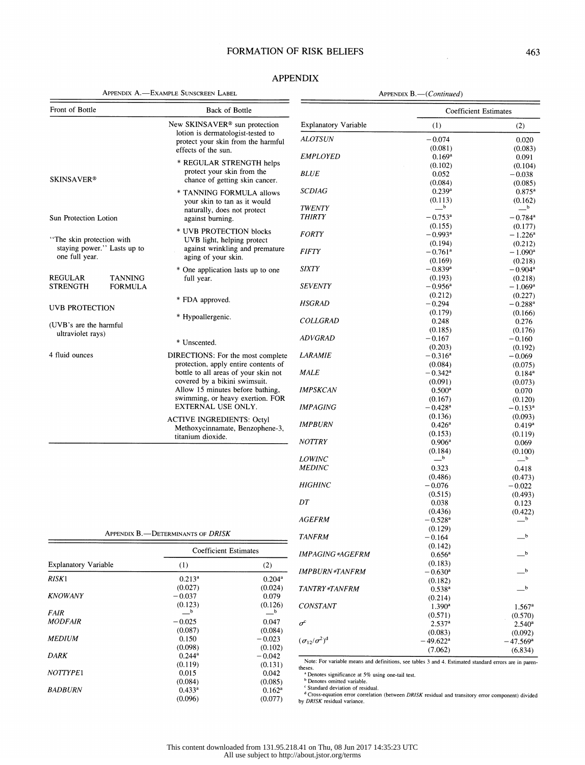## APPENDIX

APPENDIX A.—EXAMPLE SUNSCREEN LABEL

| Front of Bottle | Back of Bottle |
|---|---|
| | New SKINSAVER® sun protection lotion is dermatologist-tested to protect your skin from the harmful effects of the sun. |
| SKINSAVER® | * REGULAR STRENGTH helps protect your skin from the chance of getting skin cancer. |
| | * TANNING FORMULA allows your skin to tan as it would naturally, does not protect against burning. |
| Sun Protection Lotion | |
| "The skin protection with staying power." Lasts up to one full year. | * UVB PROTECTION blocks UVB light, helping protect against wrinkling and premature aging of your skin. |
| REGULAR STRENGTH    TANNING FORMULA | * One application lasts up to one full year. |
| UVB PROTECTION | * FDA approved. |
| (UVB's are the harmful ultraviolet rays) | * Hypoallergenic. |
| | * Unscented. |
| 4 fluid ounces | DIRECTIONS: For the most complete protection, apply entire contents of bottle to all areas of your skin not covered by a bikini swimsuit. Allow 15 minutes before bathing, swimming, or heavy exertion. FOR EXTERNAL USE ONLY. |
| | ACTIVE INGREDIENTS: Octyl Methoxycinnamate, Benzophene-3, titanium dioxide. |

APPENDIX B.—DETERMINANTS OF *DRISK*

| | Coefficient Estimates | |
|---|---|---|
| Explanatory Variable | (1) | (2) |
| *RISK*1 | 0.213[a] | 0.204[a] |
| | (0.027) | (0.024) |
| *KNOWANY* | −0.037 | 0.079 |
| | (0.123) | (0.126) |
| *FAIR* | —[b] | —[b] |
| *MODFAIR* | −0.025 | 0.047 |
| | (0.087) | (0.084) |
| *MEDIUM* | 0.150 | −0.023 |
| | (0.098) | (0.102) |
| *DARK* | 0.244[a] | −0.042 |
| | (0.119) | (0.131) |
| *NOTTYPE*1 | 0.015 | 0.042 |
| | (0.084) | (0.085) |
| *BADBURN* | 0.433[a] | 0.162[a] |
| | (0.096) | (0.077) |
| *ALOTSUN* | −0.074 | 0.020 |
| | (0.081) | (0.083) |
| *EMPLOYED* | 0.169[a] | 0.091 |
| | (0.102) | (0.104) |
| *BLUE* | 0.052 | −0.038 |
| | (0.084) | (0.085) |
| *SCDIAG* | 0.239[a] | 0.875[a] |
| | (0.113) | (0.162) |
| *TWENTY* | —[b] | —[b] |
| *THIRTY* | −0.753[a] | −0.784[a] |
| | (0.155) | (0.177) |
| *FORTY* | −0.993[a] | −1.226[a] |
| | (0.194) | (0.212) |
| *FIFTY* | −0.761[a] | −1.090[a] |
| | (0.169) | (0.218) |
| *SIXTY* | −0.839[a] | −0.904[a] |
| | (0.193) | (0.218) |
| *SEVENTY* | −0.956[a] | −1.069[a] |
| | (0.212) | (0.227) |
| *HSGRAD* | −0.294 | −0.288[a] |
| | (0.179) | (0.166) |
| *COLLGRAD* | 0.248 | 0.276 |
| | (0.185) | (0.176) |
| *ADVGRAD* | −0.167 | −0.160 |
| | (0.203) | (0.192) |
| *LARAMIE* | −0.316[a] | −0.069 |
| | (0.084) | (0.075) |
| *MALE* | −0.342[a] | 0.184[a] |
| | (0.091) | (0.073) |
| *IMPSKCAN* | 0.500[a] | 0.070 |
| | (0.167) | (0.120) |
| *IMPAGING* | −0.428[a] | −0.153[a] |
| | (0.136) | (0.093) |
| *IMPBURN* | 0.426[a] | 0.419[a] |
| | (0.153) | (0.119) |
| *NOTTRY* | 0.906[a] | 0.069 |
| | (0.184) | (0.100) |
| *LOWINC* | —[b] | —[b] |
| *MEDINC* | 0.323 | 0.418 |
| | (0.486) | (0.473) |
| *HIGHINC* | −0.076 | −0.022 |
| | (0.515) | (0.493) |
| *DT* | 0.038 | 0.123 |
| | (0.436) | (0.422) |
| *AGEFRM* | −0.528[a] | —[b] |
| | (0.129) | |
| *TANFRM* | −0.164 | —[b] |
| | (0.142) | |
| *IMPAGING*\**AGEFRM* | 0.656[a] | —[b] |
| | (0.183) | |
| *IMPBURN*\**TANFRM* | −0.630[a] | —[b] |
| | (0.182) | |
| *TANTRY*\**TANFRM* | 0.538[a] | —[b] |
| | (0.214) | |
| *CONSTANT* | 1.390[a] | 1.567[a] |
| | (0.571) | (0.570) |
| $\sigma$[c] | 2.537[a] | 2.540[a] |
| | (0.083) | (0.092) |
| $(\sigma_{12}/\sigma^2)$[d] | −49.622[a] | −47.569[a] |
| | (7.062) | (6.834) |

Note: For variable means and definitions, see tables 3 and 4. Estimated standard errors are in parentheses.
[a] Denotes significance at 5% using one-tail test.
[b] Denotes omitted variable.
[c] Standard deviation of residual.
[d] Cross-equation error correlation (between *DRISK* residual and transitory error component) divided by *DRISK* residual variance.